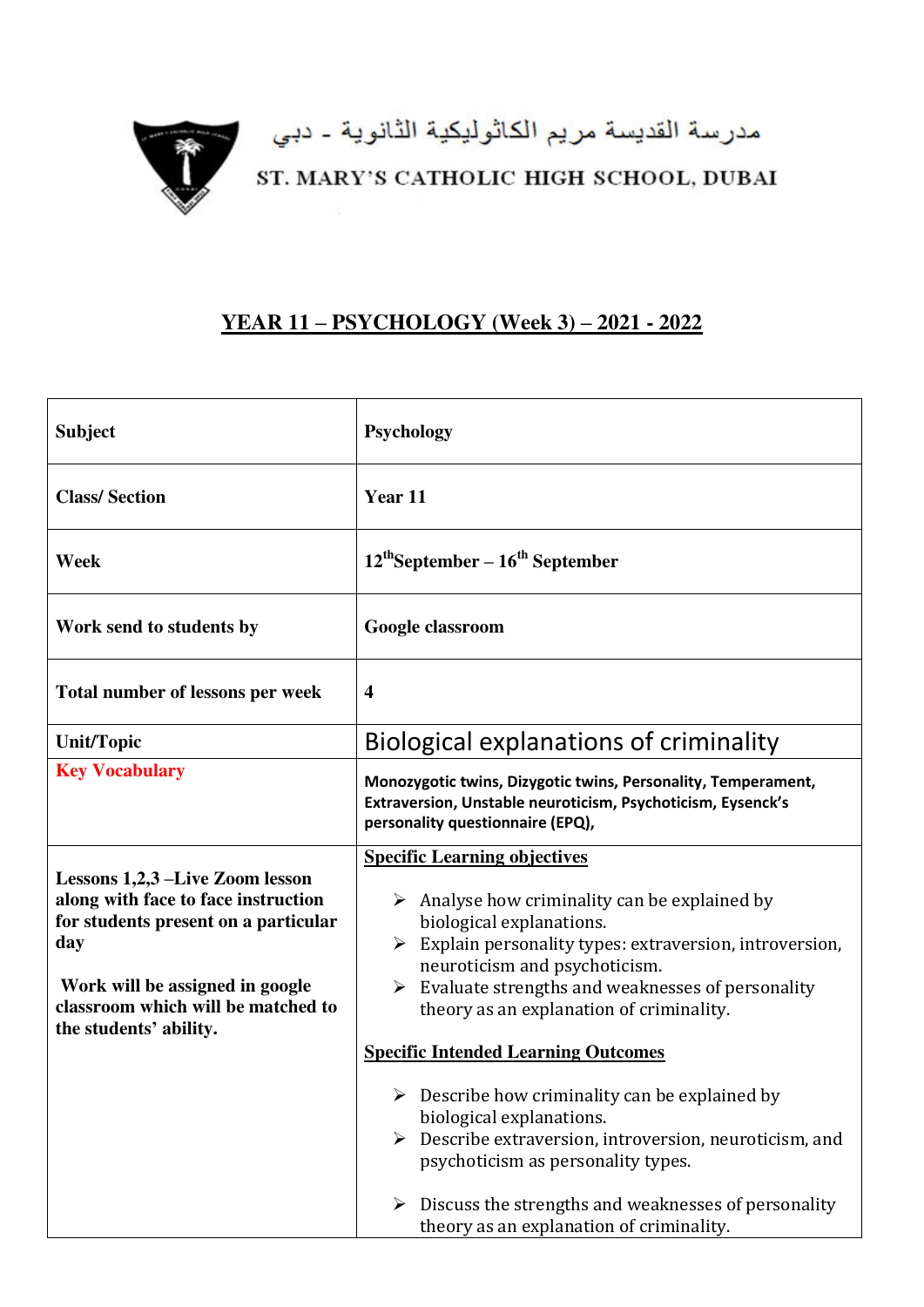مدرسة القديسة مريم الكاثوليكية الثانوية - دبي

ST. MARY'S CATHOLIC HIGH SCHOOL, DUBAI

# YEAR 11 – PSYCHOLOGY (Week 3) – 2021 - 2022

| Subject | Psychology |
|---|---|
| Class/ Section | Year 11 |
| Week | 12th September – 16th September |
| Work send to students by | Google classroom |
| Total number of lessons per week | 4 |
| Unit/Topic | Biological explanations of criminality |
| **Key Vocabulary** | **Monozygotic twins, Dizygotic twins, Personality, Temperament, Extraversion, Unstable neuroticism, Psychoticism, Eysenck's personality questionnaire (EPQ),** |
| **Lessons 1,2,3 –Live Zoom lesson along with face to face instruction for students present on a particular day**<br><br>**Work will be assigned in google classroom which will be matched to the students' ability.** | **Specific Learning objectives**<br><br>➢ Analyse how criminality can be explained by biological explanations.<br>➢ Explain personality types: extraversion, introversion, neuroticism and psychoticism.<br>➢ Evaluate strengths and weaknesses of personality theory as an explanation of criminality.<br><br>**Specific Intended Learning Outcomes**<br><br>➢ Describe how criminality can be explained by biological explanations.<br>➢ Describe extraversion, introversion, neuroticism, and psychoticism as personality types.<br><br>➢ Discuss the strengths and weaknesses of personality theory as an explanation of criminality. |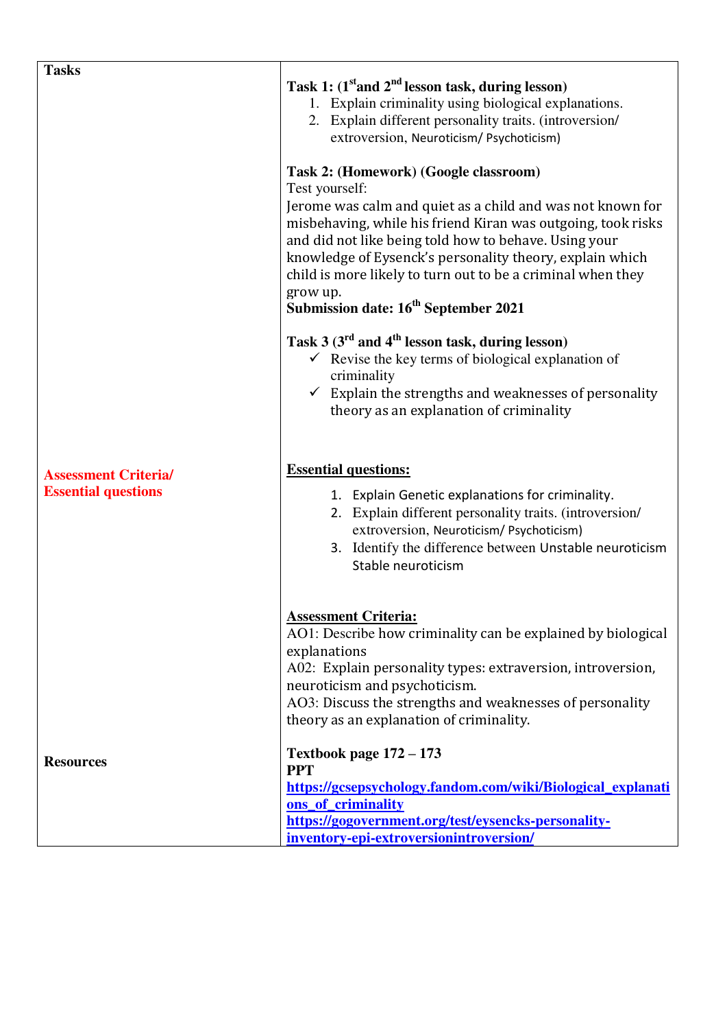| | |
|---|---|
| **Tasks** | **Task 1: (1st and 2nd lesson task, during lesson)**<br>1. Explain criminality using biological explanations.<br>2. Explain different personality traits. (introversion/ extroversion, Neuroticism/ Psychoticism)<br><br>**Task 2: (Homework) (Google classroom)**<br>Test yourself:<br>Jerome was calm and quiet as a child and was not known for misbehaving, while his friend Kiran was outgoing, took risks and did not like being told how to behave. Using your knowledge of Eysenck's personality theory, explain which child is more likely to turn out to be a criminal when they grow up.<br>**Submission date: 16th September 2021**<br><br>**Task 3 (3rd and 4th lesson task, during lesson)**<br>✓ Revise the key terms of biological explanation of criminality<br>✓ Explain the strengths and weaknesses of personality theory as an explanation of criminality |
| **Assessment Criteria/ Essential questions** | **Essential questions:**<br>1. Explain Genetic explanations for criminality.<br>2. Explain different personality traits. (introversion/ extroversion, Neuroticism/ Psychoticism)<br>3. Identify the difference between Unstable neuroticism Stable neuroticism<br><br>**Assessment Criteria:**<br>AO1: Describe how criminality can be explained by biological explanations<br>A02: Explain personality types: extraversion, introversion, neuroticism and psychoticism.<br>AO3: Discuss the strengths and weaknesses of personality theory as an explanation of criminality. |
| **Resources** | **Textbook page 172 – 173**<br>**PPT**<br>**https://gcsepsychology.fandom.com/wiki/Biological_explanations_of_criminality**<br>**https://gogovernment.org/test/eysencks-personality-inventory-epi-extroversionintroversion/** |